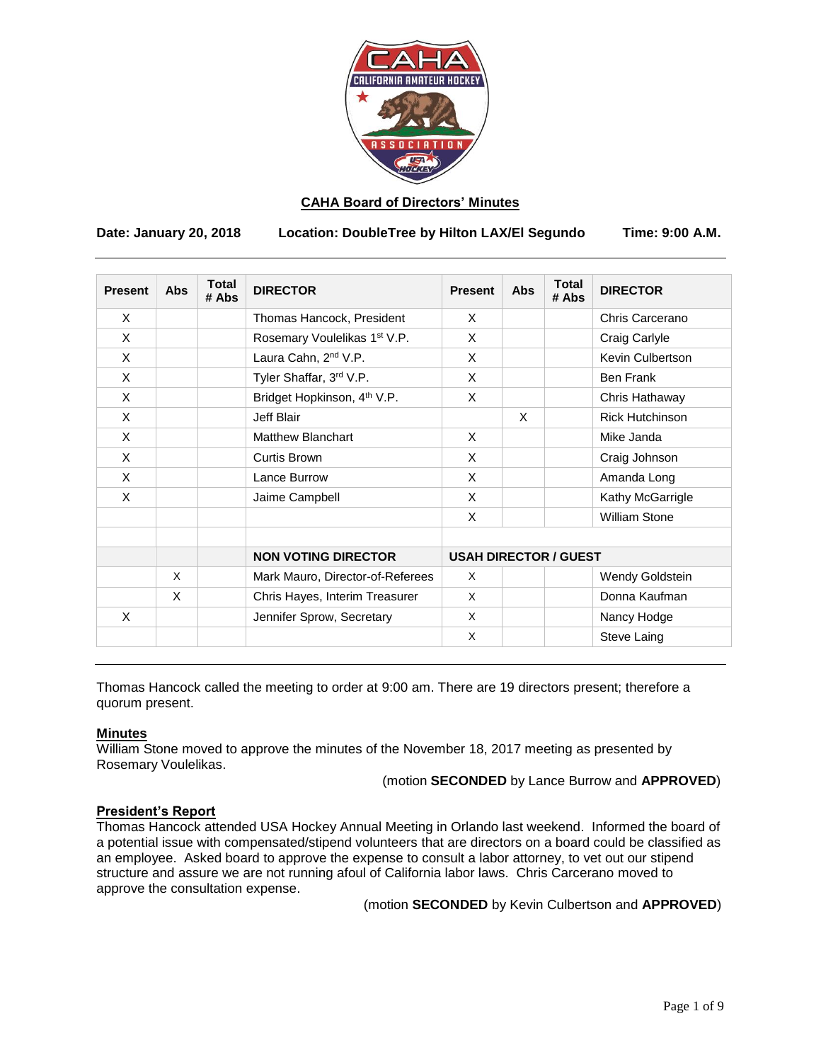## CAHA Board of Directors' Minutes

**Date: January 20, 2018 Location: DoubleTree by Hilton LAX/El Segundo Time: 9:00 A.M.**

| Present | Abs | Total # Abs | DIRECTOR | Present | Abs | Total # Abs | DIRECTOR |
|---|---|---|---|---|---|---|---|
| X | | | Thomas Hancock, President | X | | | Chris Carcerano |
| X | | | Rosemary Voulelikas 1st V.P. | X | | | Craig Carlyle |
| X | | | Laura Cahn, 2nd V.P. | X | | | Kevin Culbertson |
| X | | | Tyler Shaffar, 3rd V.P. | X | | | Ben Frank |
| X | | | Bridget Hopkinson, 4th V.P. | X | | | Chris Hathaway |
| X | | | Jeff Blair | | X | | Rick Hutchinson |
| X | | | Matthew Blanchart | X | | | Mike Janda |
| X | | | Curtis Brown | X | | | Craig Johnson |
| X | | | Lance Burrow | X | | | Amanda Long |
| X | | | Jaime Campbell | X | | | Kathy McGarrigle |
| | | | | X | | | William Stone |
| | | | | | | | |
| | | | **NON VOTING DIRECTOR** | **USAH DIRECTOR / GUEST** | | | |
| | X | | Mark Mauro, Director-of-Referees | X | | | Wendy Goldstein |
| | X | | Chris Hayes, Interim Treasurer | X | | | Donna Kaufman |
| X | | | Jennifer Sprow, Secretary | X | | | Nancy Hodge |
| | | | | X | | | Steve Laing |

Thomas Hancock called the meeting to order at 9:00 am. There are 19 directors present; therefore a quorum present.

**Minutes**

William Stone moved to approve the minutes of the November 18, 2017 meeting as presented by Rosemary Voulelikas.

(motion **SECONDED** by Lance Burrow and **APPROVED**)

**President's Report**

Thomas Hancock attended USA Hockey Annual Meeting in Orlando last weekend. Informed the board of a potential issue with compensated/stipend volunteers that are directors on a board could be classified as an employee. Asked board to approve the expense to consult a labor attorney, to vet out our stipend structure and assure we are not running afoul of California labor laws. Chris Carcerano moved to approve the consultation expense.

(motion **SECONDED** by Kevin Culbertson and **APPROVED**)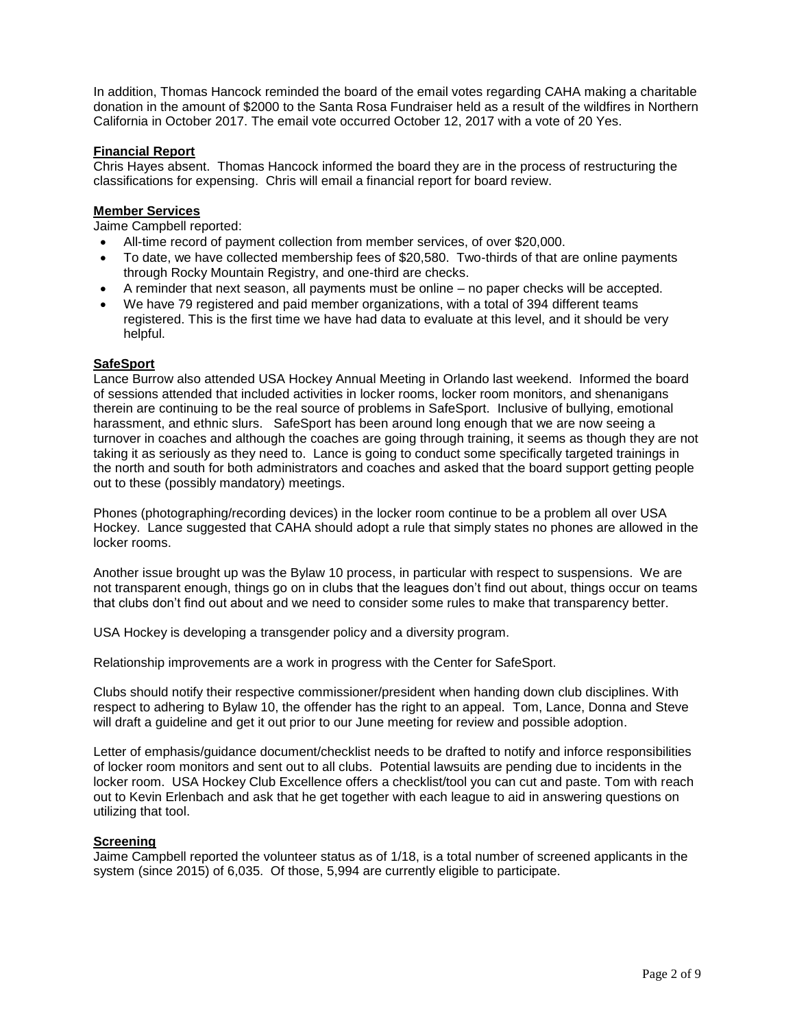In addition, Thomas Hancock reminded the board of the email votes regarding CAHA making a charitable donation in the amount of $2000 to the Santa Rosa Fundraiser held as a result of the wildfires in Northern California in October 2017. The email vote occurred October 12, 2017 with a vote of 20 Yes.

**Financial Report**

Chris Hayes absent. Thomas Hancock informed the board they are in the process of restructuring the classifications for expensing. Chris will email a financial report for board review.

**Member Services**

Jaime Campbell reported:

- All-time record of payment collection from member services, of over $20,000.
- To date, we have collected membership fees of $20,580. Two-thirds of that are online payments through Rocky Mountain Registry, and one-third are checks.
- A reminder that next season, all payments must be online – no paper checks will be accepted.
- We have 79 registered and paid member organizations, with a total of 394 different teams registered. This is the first time we have had data to evaluate at this level, and it should be very helpful.

**SafeSport**

Lance Burrow also attended USA Hockey Annual Meeting in Orlando last weekend. Informed the board of sessions attended that included activities in locker rooms, locker room monitors, and shenanigans therein are continuing to be the real source of problems in SafeSport. Inclusive of bullying, emotional harassment, and ethnic slurs. SafeSport has been around long enough that we are now seeing a turnover in coaches and although the coaches are going through training, it seems as though they are not taking it as seriously as they need to. Lance is going to conduct some specifically targeted trainings in the north and south for both administrators and coaches and asked that the board support getting people out to these (possibly mandatory) meetings.

Phones (photographing/recording devices) in the locker room continue to be a problem all over USA Hockey. Lance suggested that CAHA should adopt a rule that simply states no phones are allowed in the locker rooms.

Another issue brought up was the Bylaw 10 process, in particular with respect to suspensions. We are not transparent enough, things go on in clubs that the leagues don't find out about, things occur on teams that clubs don't find out about and we need to consider some rules to make that transparency better.

USA Hockey is developing a transgender policy and a diversity program.

Relationship improvements are a work in progress with the Center for SafeSport.

Clubs should notify their respective commissioner/president when handing down club disciplines. With respect to adhering to Bylaw 10, the offender has the right to an appeal. Tom, Lance, Donna and Steve will draft a guideline and get it out prior to our June meeting for review and possible adoption.

Letter of emphasis/guidance document/checklist needs to be drafted to notify and inforce responsibilities of locker room monitors and sent out to all clubs. Potential lawsuits are pending due to incidents in the locker room. USA Hockey Club Excellence offers a checklist/tool you can cut and paste. Tom with reach out to Kevin Erlenbach and ask that he get together with each league to aid in answering questions on utilizing that tool.

**Screening**

Jaime Campbell reported the volunteer status as of 1/18, is a total number of screened applicants in the system (since 2015) of 6,035. Of those, 5,994 are currently eligible to participate.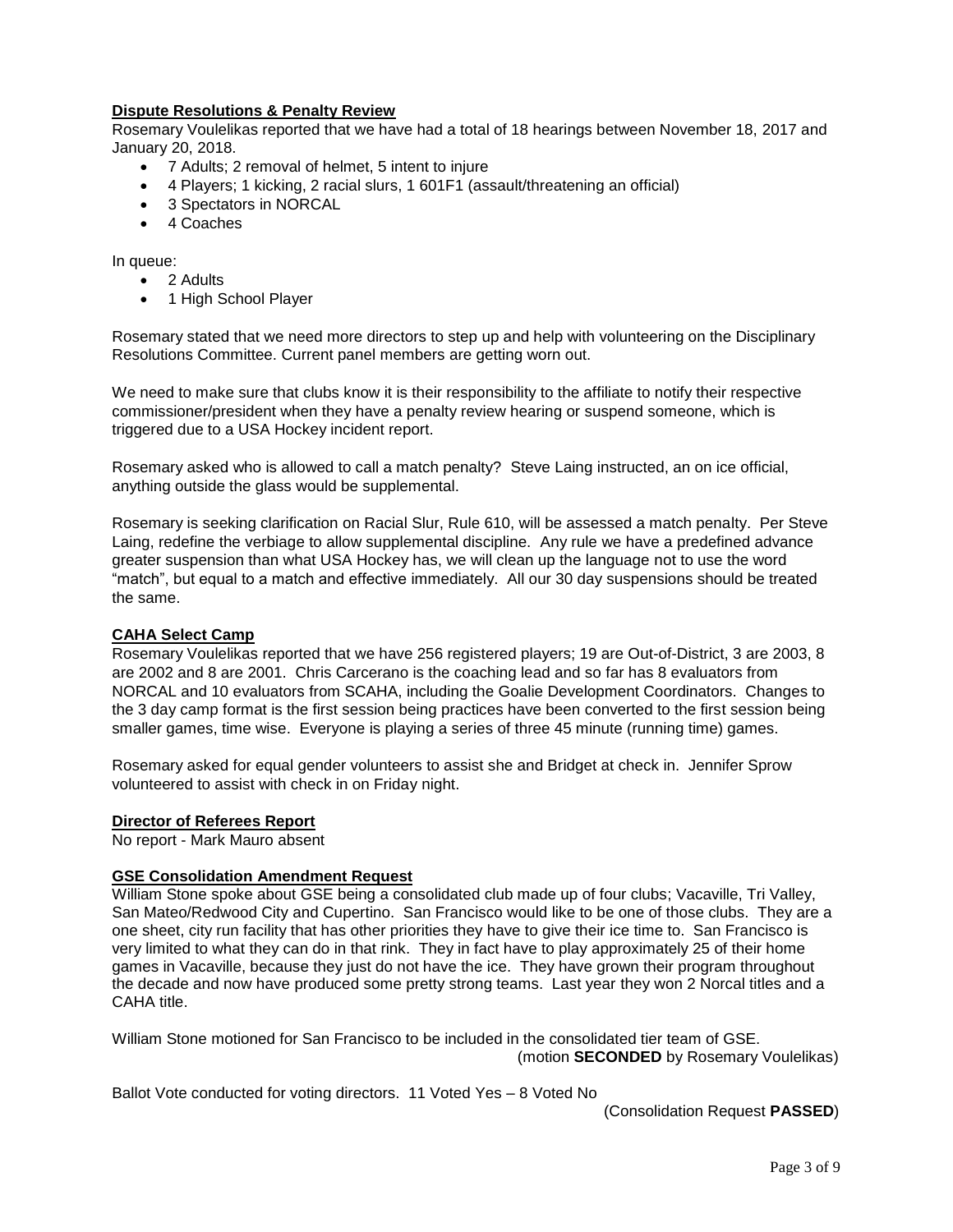**Dispute Resolutions & Penalty Review**

Rosemary Voulelikas reported that we have had a total of 18 hearings between November 18, 2017 and January 20, 2018.

- 7 Adults; 2 removal of helmet, 5 intent to injure
- 4 Players; 1 kicking, 2 racial slurs, 1 601F1 (assault/threatening an official)
- 3 Spectators in NORCAL
- 4 Coaches

In queue:

- 2 Adults
- 1 High School Player

Rosemary stated that we need more directors to step up and help with volunteering on the Disciplinary Resolutions Committee. Current panel members are getting worn out.

We need to make sure that clubs know it is their responsibility to the affiliate to notify their respective commissioner/president when they have a penalty review hearing or suspend someone, which is triggered due to a USA Hockey incident report.

Rosemary asked who is allowed to call a match penalty? Steve Laing instructed, an on ice official, anything outside the glass would be supplemental.

Rosemary is seeking clarification on Racial Slur, Rule 610, will be assessed a match penalty. Per Steve Laing, redefine the verbiage to allow supplemental discipline. Any rule we have a predefined advance greater suspension than what USA Hockey has, we will clean up the language not to use the word "match", but equal to a match and effective immediately. All our 30 day suspensions should be treated the same.

**CAHA Select Camp**

Rosemary Voulelikas reported that we have 256 registered players; 19 are Out-of-District, 3 are 2003, 8 are 2002 and 8 are 2001. Chris Carcerano is the coaching lead and so far has 8 evaluators from NORCAL and 10 evaluators from SCAHA, including the Goalie Development Coordinators. Changes to the 3 day camp format is the first session being practices have been converted to the first session being smaller games, time wise. Everyone is playing a series of three 45 minute (running time) games.

Rosemary asked for equal gender volunteers to assist she and Bridget at check in. Jennifer Sprow volunteered to assist with check in on Friday night.

**Director of Referees Report**

No report - Mark Mauro absent

**GSE Consolidation Amendment Request**

William Stone spoke about GSE being a consolidated club made up of four clubs; Vacaville, Tri Valley, San Mateo/Redwood City and Cupertino. San Francisco would like to be one of those clubs. They are a one sheet, city run facility that has other priorities they have to give their ice time to. San Francisco is very limited to what they can do in that rink. They in fact have to play approximately 25 of their home games in Vacaville, because they just do not have the ice. They have grown their program throughout the decade and now have produced some pretty strong teams. Last year they won 2 Norcal titles and a CAHA title.

William Stone motioned for San Francisco to be included in the consolidated tier team of GSE.
(motion **SECONDED** by Rosemary Voulelikas)

Ballot Vote conducted for voting directors. 11 Voted Yes – 8 Voted No
(Consolidation Request **PASSED**)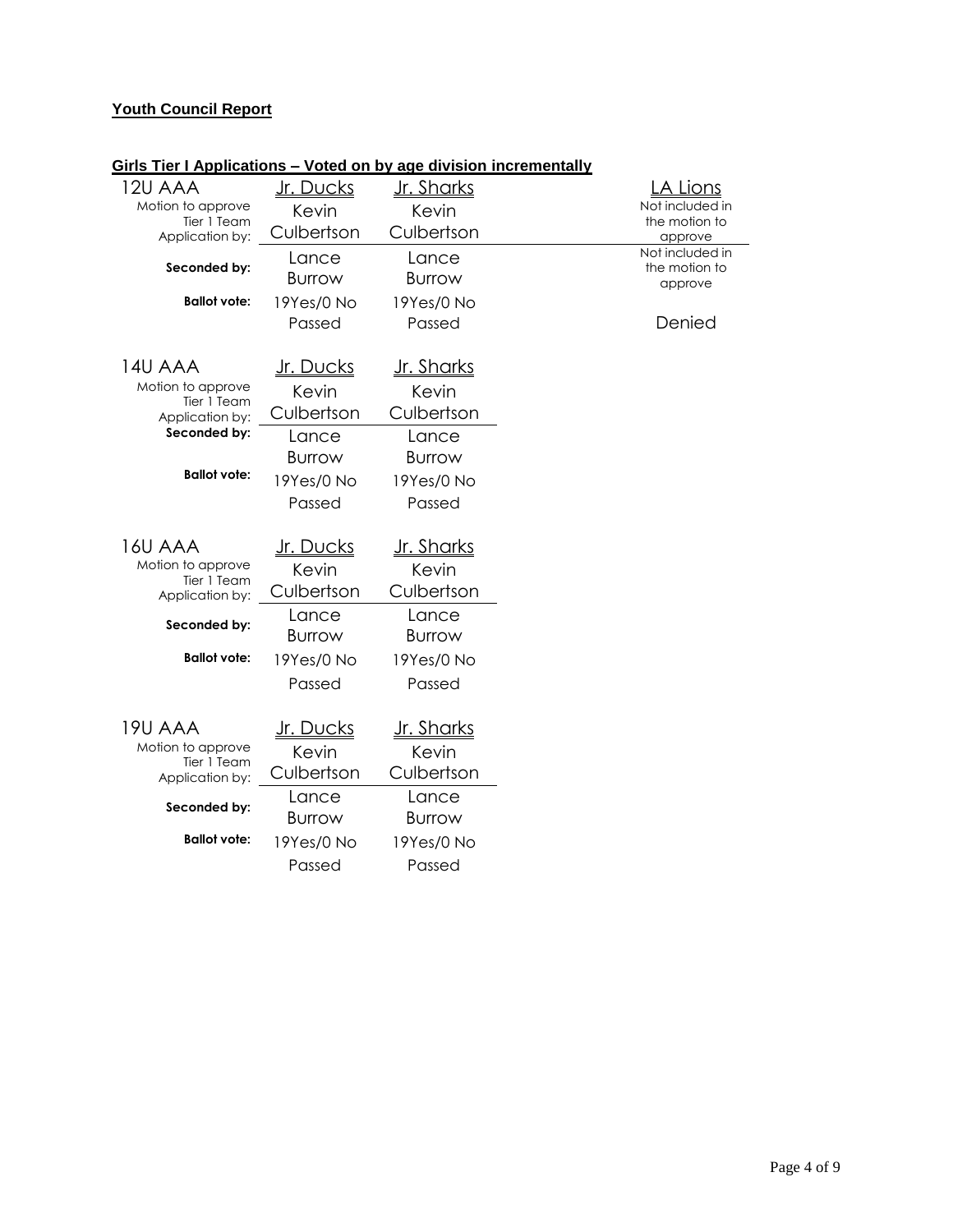**Youth Council Report**

**Girls Tier I Applications – Voted on by age division incrementally**

| 12U AAA | Jr. Ducks | Jr. Sharks | LA Lions |
|---|---|---|---|
| Motion to approve Tier 1 Team Application by: | Kevin Culbertson | Kevin Culbertson | Not included in the motion to approve |
| **Seconded by:** | Lance Burrow | Lance Burrow | Not included in the motion to approve |
| **Ballot vote:** | 19Yes/0 No | 19Yes/0 No | |
| | Passed | Passed | Denied |

| 14U AAA | Jr. Ducks | Jr. Sharks |
|---|---|---|
| Motion to approve Tier 1 Team Application by: | Kevin Culbertson | Kevin Culbertson |
| **Seconded by:** | Lance Burrow | Lance Burrow |
| **Ballot vote:** | 19Yes/0 No | 19Yes/0 No |
| | Passed | Passed |

| 16U AAA | Jr. Ducks | Jr. Sharks |
|---|---|---|
| Motion to approve Tier 1 Team Application by: | Kevin Culbertson | Kevin Culbertson |
| **Seconded by:** | Lance Burrow | Lance Burrow |
| **Ballot vote:** | 19Yes/0 No | 19Yes/0 No |
| | Passed | Passed |

| 19U AAA | Jr. Ducks | Jr. Sharks |
|---|---|---|
| Motion to approve Tier 1 Team Application by: | Kevin Culbertson | Kevin Culbertson |
| **Seconded by:** | Lance Burrow | Lance Burrow |
| **Ballot vote:** | 19Yes/0 No | 19Yes/0 No |
| | Passed | Passed |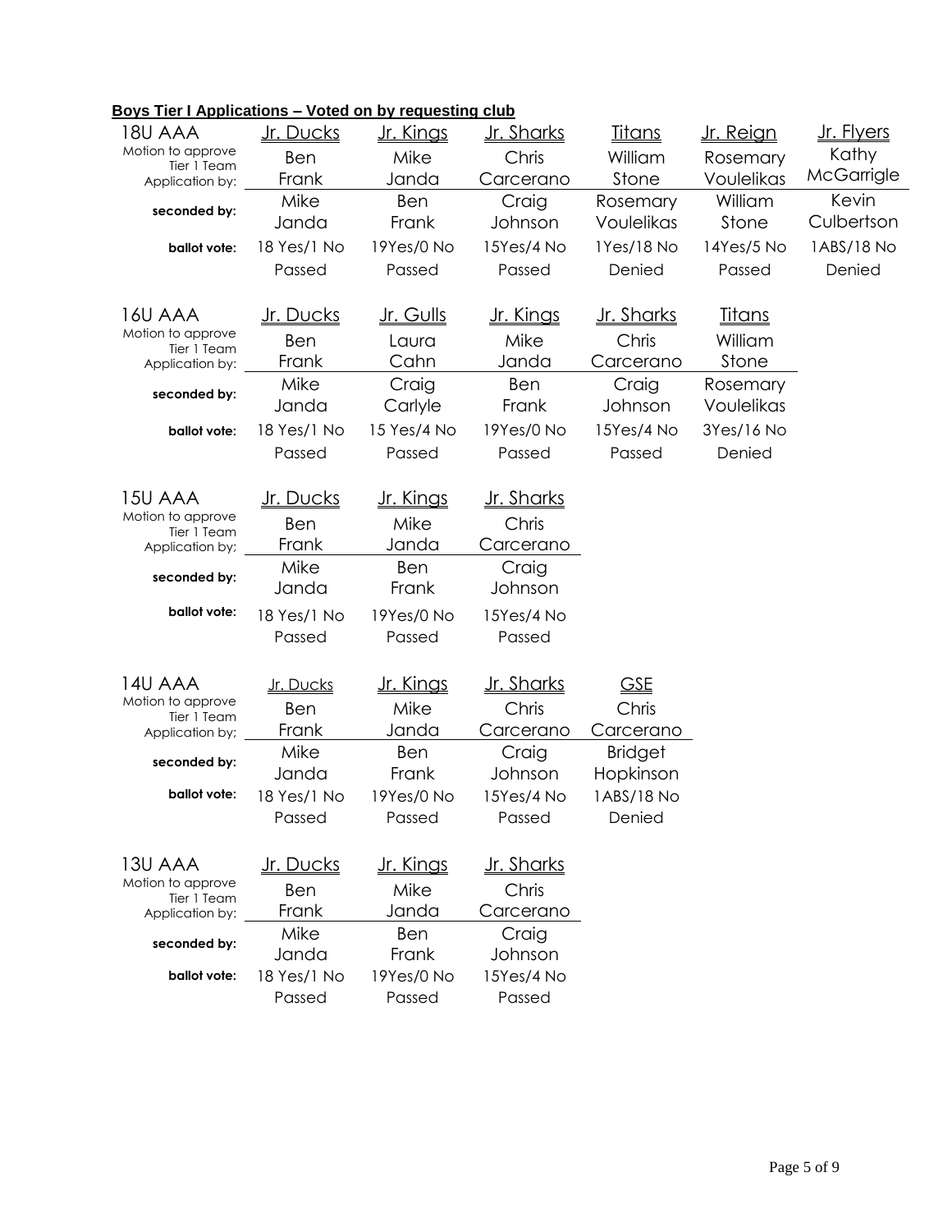**Boys Tier I Applications – Voted on by requesting club**

| 18U AAA | Jr. Ducks | Jr. Kings | Jr. Sharks | Titans | Jr. Reign | Jr. Flyers |
|---|---|---|---|---|---|---|
| Motion to approve Tier 1 Team Application by: | Ben Frank | Mike Janda | Chris Carcerano | William Stone | Rosemary Voulelikas | Kathy McGarrigle |
| **seconded by:** | Mike Janda | Ben Frank | Craig Johnson | Rosemary Voulelikas | William Stone | Kevin Culbertson |
| **ballot vote:** | 18 Yes/1 No | 19Yes/0 No | 15Yes/4 No | 1Yes/18 No | 14Yes/5 No | 1ABS/18 No |
| | Passed | Passed | Passed | Denied | Passed | Denied |

| 16U AAA | Jr. Ducks | Jr. Gulls | Jr. Kings | Jr. Sharks | Titans |
|---|---|---|---|---|---|
| Motion to approve Tier 1 Team Application by: | Ben Frank | Laura Cahn | Mike Janda | Chris Carcerano | William Stone |
| **seconded by:** | Mike Janda | Craig Carlyle | Ben Frank | Craig Johnson | Rosemary Voulelikas |
| **ballot vote:** | 18 Yes/1 No | 15 Yes/4 No | 19Yes/0 No | 15Yes/4 No | 3Yes/16 No |
| | Passed | Passed | Passed | Passed | Denied |

| 15U AAA | Jr. Ducks | Jr. Kings | Jr. Sharks |
|---|---|---|---|
| Motion to approve Tier 1 Team Application by; | Ben Frank | Mike Janda | Chris Carcerano |
| **seconded by:** | Mike Janda | Ben Frank | Craig Johnson |
| **ballot vote:** | 18 Yes/1 No | 19Yes/0 No | 15Yes/4 No |
| | Passed | Passed | Passed |

| 14U AAA | Jr. Ducks | Jr. Kings | Jr. Sharks | GSE |
|---|---|---|---|---|
| Motion to approve Tier 1 Team Application by; | Ben Frank | Mike Janda | Chris Carcerano | Chris Carcerano |
| **seconded by:** | Mike Janda | Ben Frank | Craig Johnson | Bridget Hopkinson |
| **ballot vote:** | 18 Yes/1 No | 19Yes/0 No | 15Yes/4 No | 1ABS/18 No |
| | Passed | Passed | Passed | Denied |

| 13U AAA | Jr. Ducks | Jr. Kings | Jr. Sharks |
|---|---|---|---|
| Motion to approve Tier 1 Team Application by: | Ben Frank | Mike Janda | Chris Carcerano |
| **seconded by:** | Mike Janda | Ben Frank | Craig Johnson |
| **ballot vote:** | 18 Yes/1 No | 19Yes/0 No | 15Yes/4 No |
| | Passed | Passed | Passed |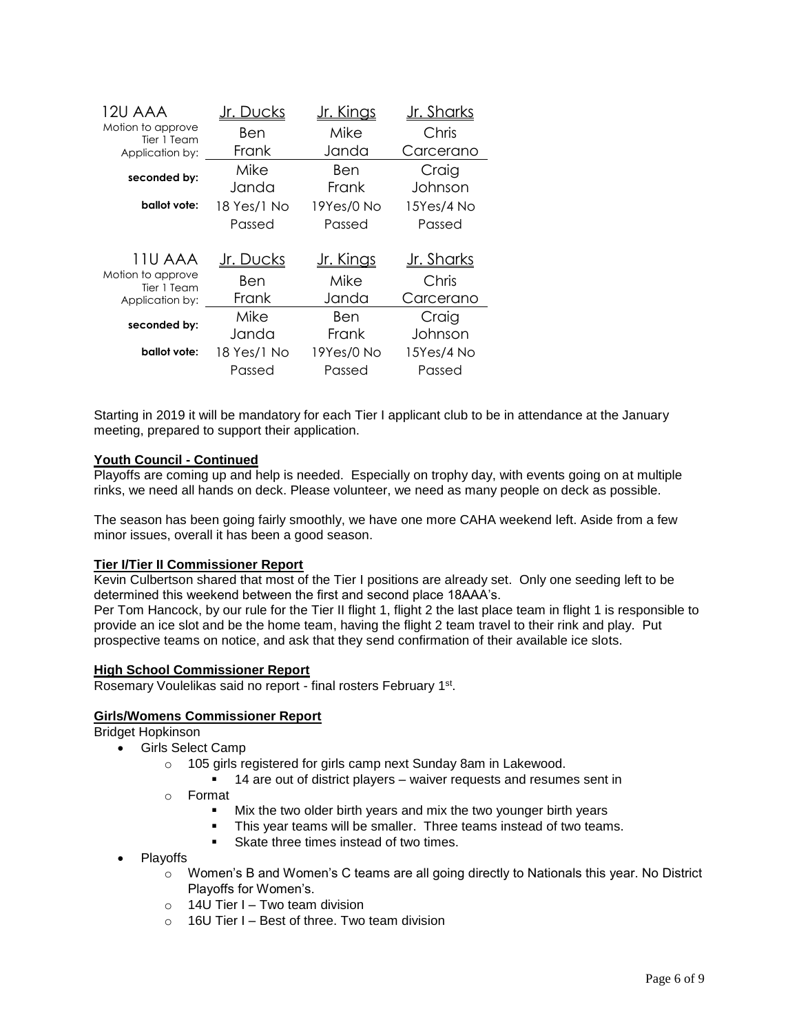| 12U AAA | Jr. Ducks | Jr. Kings | Jr. Sharks |
|---|---|---|---|
| Motion to approve Tier 1 Team Application by: | Ben Frank | Mike Janda | Chris Carcerano |
| **seconded by:** | Mike Janda | Ben Frank | Craig Johnson |
| **ballot vote:** | 18 Yes/1 No Passed | 19Yes/0 No Passed | 15Yes/4 No Passed |

| 11U AAA | Jr. Ducks | Jr. Kings | Jr. Sharks |
|---|---|---|---|
| Motion to approve Tier 1 Team Application by: | Ben Frank | Mike Janda | Chris Carcerano |
| **seconded by:** | Mike Janda | Ben Frank | Craig Johnson |
| **ballot vote:** | 18 Yes/1 No Passed | 19Yes/0 No Passed | 15Yes/4 No Passed |

Starting in 2019 it will be mandatory for each Tier I applicant club to be in attendance at the January meeting, prepared to support their application.

**Youth Council - Continued**

Playoffs are coming up and help is needed. Especially on trophy day, with events going on at multiple rinks, we need all hands on deck. Please volunteer, we need as many people on deck as possible.

The season has been going fairly smoothly, we have one more CAHA weekend left. Aside from a few minor issues, overall it has been a good season.

**Tier I/Tier II Commissioner Report**

Kevin Culbertson shared that most of the Tier I positions are already set. Only one seeding left to be determined this weekend between the first and second place 18AAA's.

Per Tom Hancock, by our rule for the Tier II flight 1, flight 2 the last place team in flight 1 is responsible to provide an ice slot and be the home team, having the flight 2 team travel to their rink and play. Put prospective teams on notice, and ask that they send confirmation of their available ice slots.

**High School Commissioner Report**

Rosemary Voulelikas said no report - final rosters February 1st.

**Girls/Womens Commissioner Report**

Bridget Hopkinson

- Girls Select Camp
  - 105 girls registered for girls camp next Sunday 8am in Lakewood.
    - 14 are out of district players – waiver requests and resumes sent in
  - Format
    - Mix the two older birth years and mix the two younger birth years
    - This year teams will be smaller. Three teams instead of two teams.
    - Skate three times instead of two times.
- Playoffs
  - Women's B and Women's C teams are all going directly to Nationals this year. No District Playoffs for Women's.
  - 14U Tier I – Two team division
  - 16U Tier I – Best of three. Two team division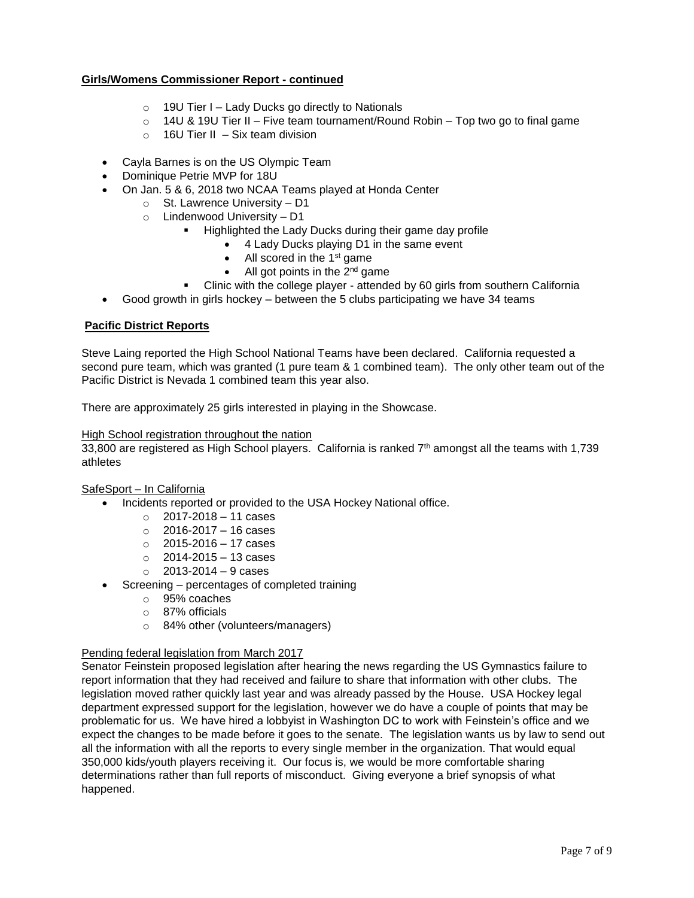**Girls/Womens Commissioner Report - continued**

  - 19U Tier I – Lady Ducks go directly to Nationals
  - 14U & 19U Tier II – Five team tournament/Round Robin – Top two go to final game
  - 16U Tier II – Six team division

- Cayla Barnes is on the US Olympic Team
- Dominique Petrie MVP for 18U
- On Jan. 5 & 6, 2018 two NCAA Teams played at Honda Center
  - St. Lawrence University – D1
  - Lindenwood University – D1
    - Highlighted the Lady Ducks during their game day profile
      - 4 Lady Ducks playing D1 in the same event
      - All scored in the 1st game
      - All got points in the 2nd game
    - Clinic with the college player - attended by 60 girls from southern California
- Good growth in girls hockey – between the 5 clubs participating we have 34 teams

**Pacific District Reports**

Steve Laing reported the High School National Teams have been declared. California requested a second pure team, which was granted (1 pure team & 1 combined team). The only other team out of the Pacific District is Nevada 1 combined team this year also.

There are approximately 25 girls interested in playing in the Showcase.

High School registration throughout the nation

33,800 are registered as High School players. California is ranked 7th amongst all the teams with 1,739 athletes

SafeSport – In California

- Incidents reported or provided to the USA Hockey National office.
  - 2017-2018 – 11 cases
  - 2016-2017 – 16 cases
  - 2015-2016 – 17 cases
  - 2014-2015 – 13 cases
  - 2013-2014 – 9 cases
- Screening – percentages of completed training
  - 95% coaches
  - 87% officials
  - 84% other (volunteers/managers)

Pending federal legislation from March 2017

Senator Feinstein proposed legislation after hearing the news regarding the US Gymnastics failure to report information that they had received and failure to share that information with other clubs. The legislation moved rather quickly last year and was already passed by the House. USA Hockey legal department expressed support for the legislation, however we do have a couple of points that may be problematic for us. We have hired a lobbyist in Washington DC to work with Feinstein's office and we expect the changes to be made before it goes to the senate. The legislation wants us by law to send out all the information with all the reports to every single member in the organization. That would equal 350,000 kids/youth players receiving it. Our focus is, we would be more comfortable sharing determinations rather than full reports of misconduct. Giving everyone a brief synopsis of what happened.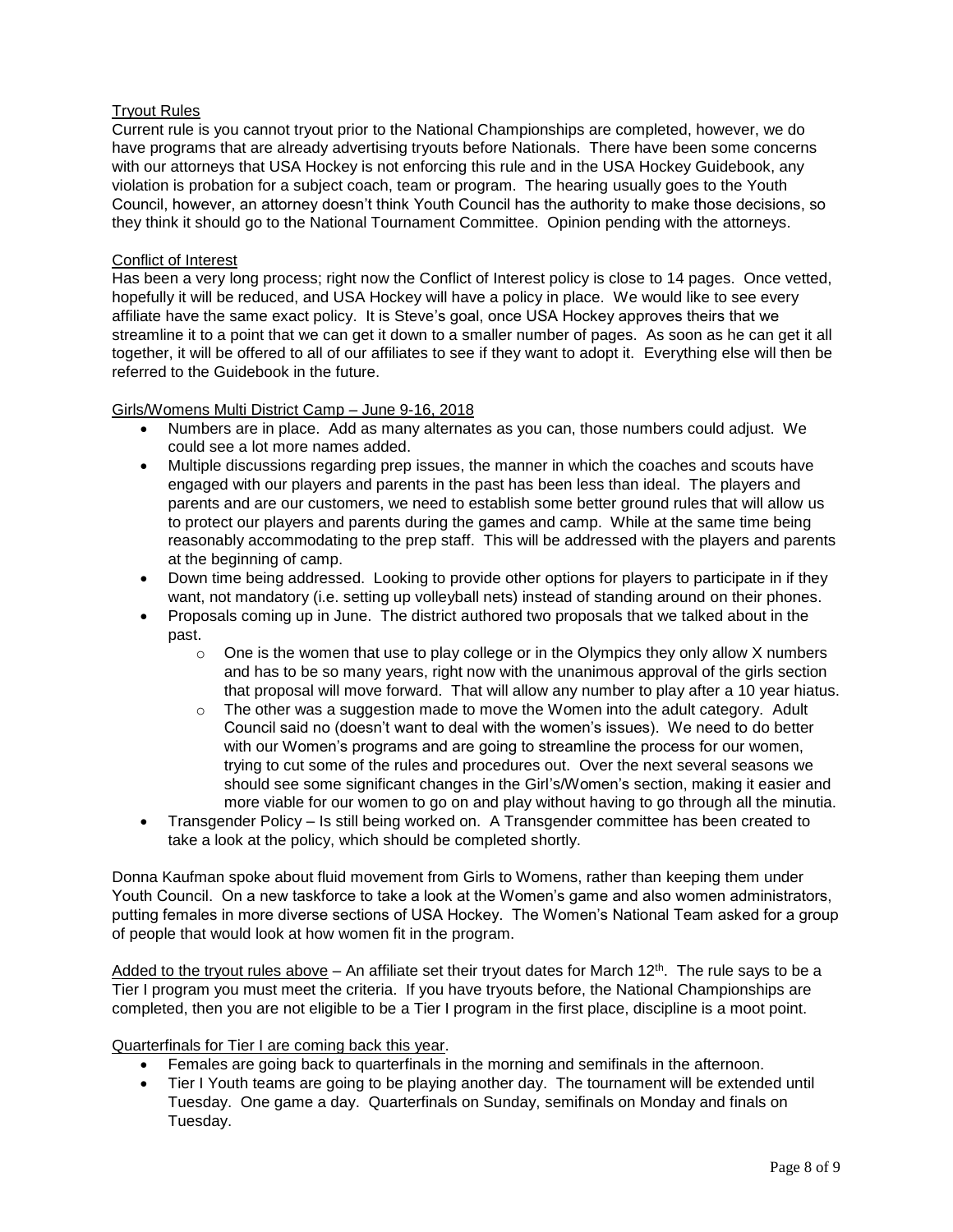Tryout Rules

Current rule is you cannot tryout prior to the National Championships are completed, however, we do have programs that are already advertising tryouts before Nationals. There have been some concerns with our attorneys that USA Hockey is not enforcing this rule and in the USA Hockey Guidebook, any violation is probation for a subject coach, team or program. The hearing usually goes to the Youth Council, however, an attorney doesn't think Youth Council has the authority to make those decisions, so they think it should go to the National Tournament Committee. Opinion pending with the attorneys.

Conflict of Interest

Has been a very long process; right now the Conflict of Interest policy is close to 14 pages. Once vetted, hopefully it will be reduced, and USA Hockey will have a policy in place. We would like to see every affiliate have the same exact policy. It is Steve's goal, once USA Hockey approves theirs that we streamline it to a point that we can get it down to a smaller number of pages. As soon as he can get it all together, it will be offered to all of our affiliates to see if they want to adopt it. Everything else will then be referred to the Guidebook in the future.

Girls/Womens Multi District Camp – June 9-16, 2018

- Numbers are in place. Add as many alternates as you can, those numbers could adjust. We could see a lot more names added.
- Multiple discussions regarding prep issues, the manner in which the coaches and scouts have engaged with our players and parents in the past has been less than ideal. The players and parents and are our customers, we need to establish some better ground rules that will allow us to protect our players and parents during the games and camp. While at the same time being reasonably accommodating to the prep staff. This will be addressed with the players and parents at the beginning of camp.
- Down time being addressed. Looking to provide other options for players to participate in if they want, not mandatory (i.e. setting up volleyball nets) instead of standing around on their phones.
- Proposals coming up in June. The district authored two proposals that we talked about in the past.
  - One is the women that use to play college or in the Olympics they only allow X numbers and has to be so many years, right now with the unanimous approval of the girls section that proposal will move forward. That will allow any number to play after a 10 year hiatus.
  - The other was a suggestion made to move the Women into the adult category. Adult Council said no (doesn't want to deal with the women's issues). We need to do better with our Women's programs and are going to streamline the process for our women, trying to cut some of the rules and procedures out. Over the next several seasons we should see some significant changes in the Girl's/Women's section, making it easier and more viable for our women to go on and play without having to go through all the minutia.
- Transgender Policy – Is still being worked on. A Transgender committee has been created to take a look at the policy, which should be completed shortly.

Donna Kaufman spoke about fluid movement from Girls to Womens, rather than keeping them under Youth Council. On a new taskforce to take a look at the Women's game and also women administrators, putting females in more diverse sections of USA Hockey. The Women's National Team asked for a group of people that would look at how women fit in the program.

Added to the tryout rules above – An affiliate set their tryout dates for March 12th. The rule says to be a Tier I program you must meet the criteria. If you have tryouts before, the National Championships are completed, then you are not eligible to be a Tier I program in the first place, discipline is a moot point.

Quarterfinals for Tier I are coming back this year.

- Females are going back to quarterfinals in the morning and semifinals in the afternoon.
- Tier I Youth teams are going to be playing another day. The tournament will be extended until Tuesday. One game a day. Quarterfinals on Sunday, semifinals on Monday and finals on Tuesday.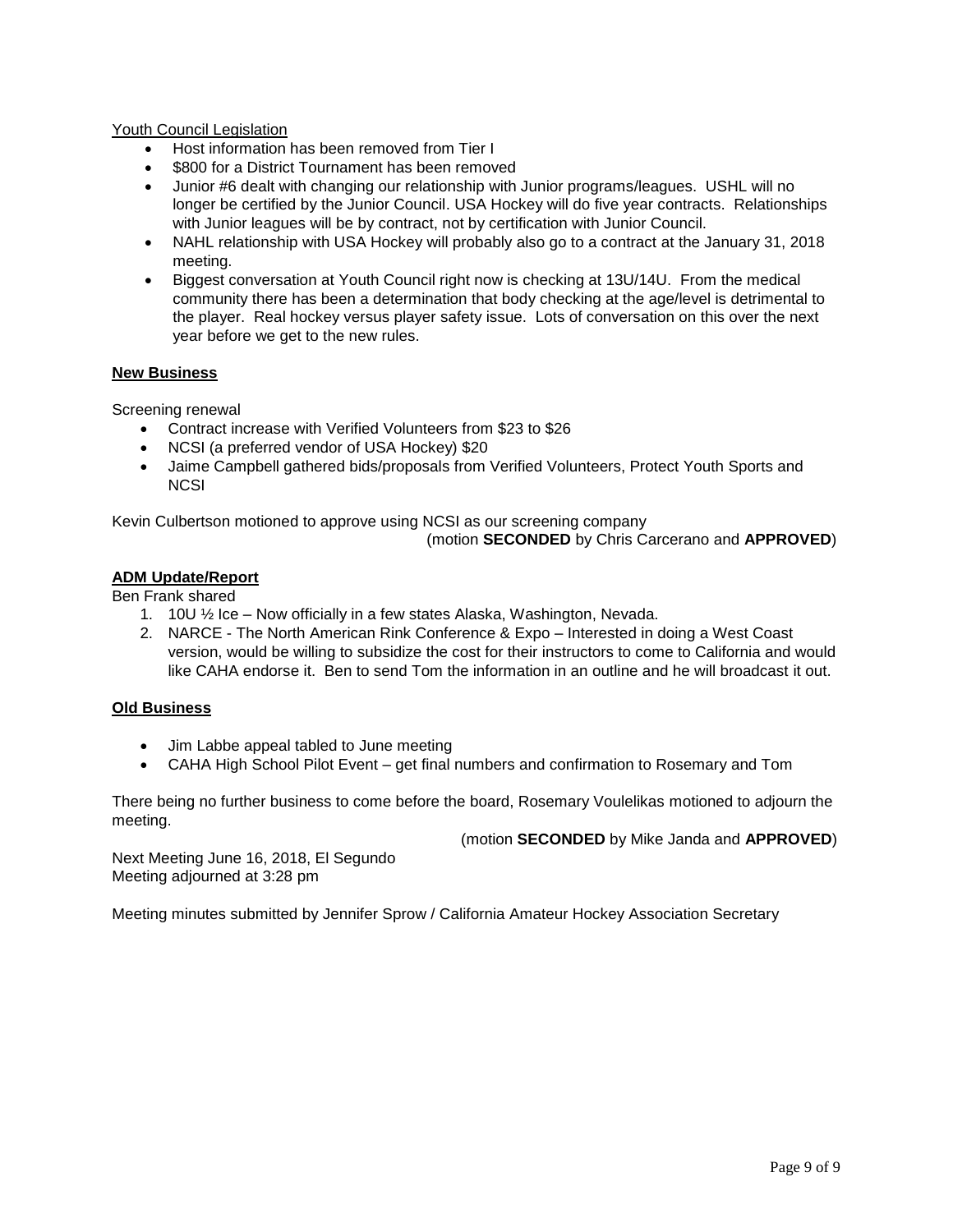Youth Council Legislation

- Host information has been removed from Tier I
- $800 for a District Tournament has been removed
- Junior #6 dealt with changing our relationship with Junior programs/leagues. USHL will no longer be certified by the Junior Council. USA Hockey will do five year contracts. Relationships with Junior leagues will be by contract, not by certification with Junior Council.
- NAHL relationship with USA Hockey will probably also go to a contract at the January 31, 2018 meeting.
- Biggest conversation at Youth Council right now is checking at 13U/14U. From the medical community there has been a determination that body checking at the age/level is detrimental to the player. Real hockey versus player safety issue. Lots of conversation on this over the next year before we get to the new rules.

**New Business**

Screening renewal

- Contract increase with Verified Volunteers from $23 to $26
- NCSI (a preferred vendor of USA Hockey) $20
- Jaime Campbell gathered bids/proposals from Verified Volunteers, Protect Youth Sports and NCSI

Kevin Culbertson motioned to approve using NCSI as our screening company

(motion **SECONDED** by Chris Carcerano and **APPROVED**)

**ADM Update/Report**

Ben Frank shared

1. 10U ½ Ice – Now officially in a few states Alaska, Washington, Nevada.
2. NARCE - The North American Rink Conference & Expo – Interested in doing a West Coast version, would be willing to subsidize the cost for their instructors to come to California and would like CAHA endorse it. Ben to send Tom the information in an outline and he will broadcast it out.

**Old Business**

- Jim Labbe appeal tabled to June meeting
- CAHA High School Pilot Event – get final numbers and confirmation to Rosemary and Tom

There being no further business to come before the board, Rosemary Voulelikas motioned to adjourn the meeting.

(motion **SECONDED** by Mike Janda and **APPROVED**)

Next Meeting June 16, 2018, El Segundo
Meeting adjourned at 3:28 pm

Meeting minutes submitted by Jennifer Sprow / California Amateur Hockey Association Secretary